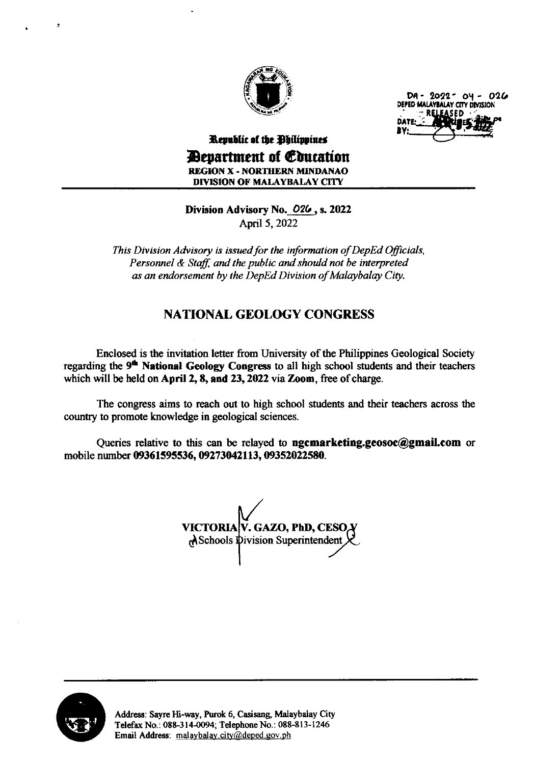DA - 2022 - 04 - 026
DEPED MALAYBALAY CITY DIVISION
RELEASED
DATE: APR 05 2022
BY:

Republic of the Philippines

# Department of Education

**REGION X - NORTHERN MINDANAO**
**DIVISION OF MALAYBALAY CITY**

**Division Advisory No. 026, s. 2022**
April 5, 2022

*This Division Advisory is issued for the information of DepEd Officials, Personnel & Staff, and the public and should not be interpreted as an endorsement by the DepEd Division of Malaybalay City.*

## NATIONAL GEOLOGY CONGRESS

Enclosed is the invitation letter from University of the Philippines Geological Society regarding the **9th National Geology Congress** to all high school students and their teachers which will be held on **April 2, 8, and 23, 2022** via **Zoom**, free of charge.

The congress aims to reach out to high school students and their teachers across the country to promote knowledge in geological sciences.

Queries relative to this can be relayed to **ngcmarketing.geosoc@gmail.com** or mobile number **09361595536, 09273042113, 09352022580**.

**VICTORIA V. GAZO, PhD, CESO V**
Schools Division Superintendent

Address: Sayre Hi-way, Purok 6, Casisang, Malaybalay City
Telefax No.: 088-314-0094; Telephone No.: 088-813-1246
Email Address: malaybalay.city@deped.gov.ph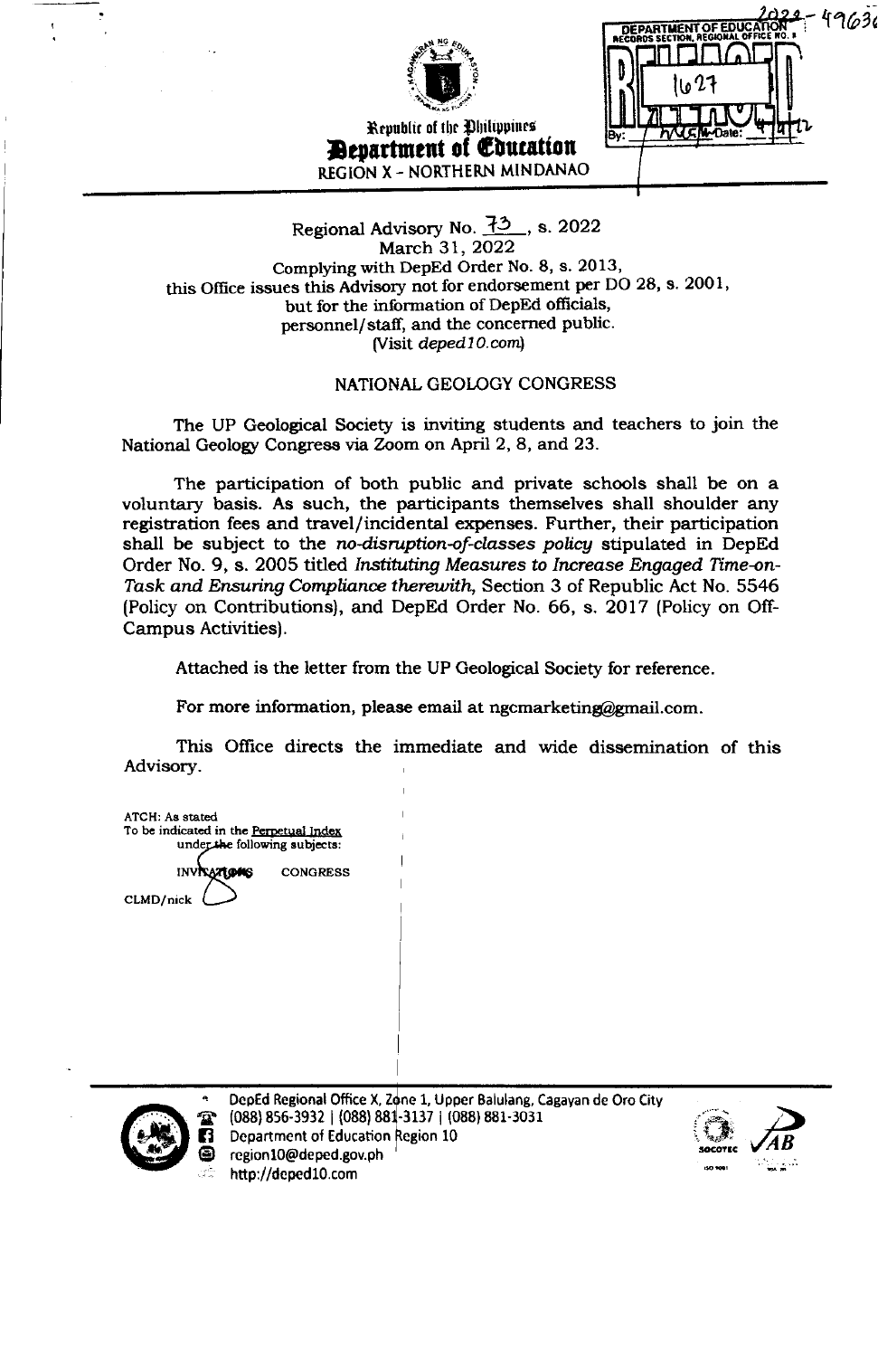Republic of the Philippines
**Department of Education**
REGION X - NORTHERN MINDANAO

DEPARTMENT OF EDUCATION
RECORDS SECTION, REGIONAL OFFICE NO. X
RELEASED
1627
By: Date:

2022-49636

Regional Advisory No. 73, s. 2022
March 31, 2022
Complying with DepEd Order No. 8, s. 2013,
this Office issues this Advisory not for endorsement per DO 28, s. 2001,
but for the information of DepEd officials,
personnel/staff, and the concerned public.
(Visit *deped10.com*)

## NATIONAL GEOLOGY CONGRESS

The UP Geological Society is inviting students and teachers to join the National Geology Congress via Zoom on April 2, 8, and 23.

The participation of both public and private schools shall be on a voluntary basis. As such, the participants themselves shall shoulder any registration fees and travel/incidental expenses. Further, their participation shall be subject to the *no-disruption-of-classes policy* stipulated in DepEd Order No. 9, s. 2005 titled *Instituting Measures to Increase Engaged Time-on-Task and Ensuring Compliance therewith*, Section 3 of Republic Act No. 5546 (Policy on Contributions), and DepEd Order No. 66, s. 2017 (Policy on Off-Campus Activities).

Attached is the letter from the UP Geological Society for reference.

For more information, please email at ngcmarketing@gmail.com.

This Office directs the immediate and wide dissemination of this Advisory.

ATCH: As stated
To be indicated in the Perpetual Index
under the following subjects:

INVITATIONS CONGRESS

CLMD/nick

DepEd Regional Office X, Zone 1, Upper Balulang, Cagayan de Oro City
(088) 856-3932 | (088) 881-3137 | (088) 881-3031
Department of Education Region 10
region10@deped.gov.ph
http://deped10.com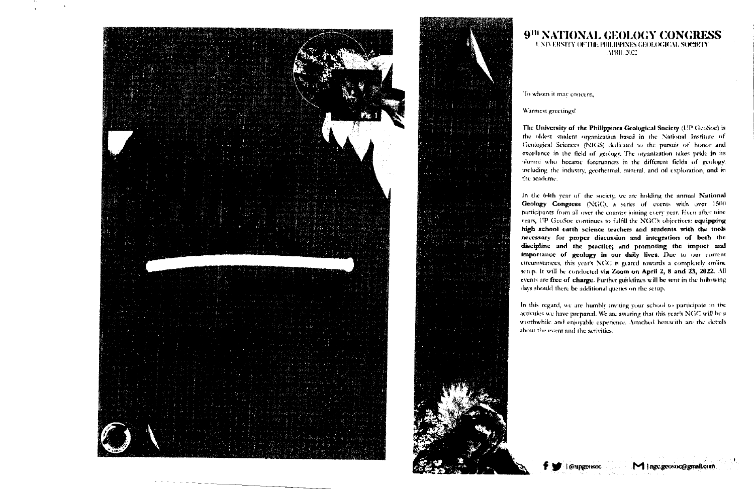# 9TH NATIONAL GEOLOGY CONGRESS

UNIVERSITY OF THE PHILIPPINES GEOLOGICAL SOCIETY

APRIL 2022

To whom it may concern,

Warmest greetings!

**The University of the Philippines Geological Society** (UP GeoSoc) is the oldest student organization based in the National Institute of Geological Sciences (NIGS) dedicated to the pursuit of honor and excellence in the field of geology. The organization takes pride in its alumni who became forerunners in the different fields of geology, including the industry, geothermal, mineral, and oil exploration, and in the academe.

In the 64th year of the society, we are holding the annual **National Geology Congress** (NGC), a series of events with over 1500 participants from all over the country joining every year. Even after nine years, UP GeoSoc continues to fulfill the NGC's objectives: **equipping high school earth science teachers and students with the tools necessary for proper discussion and integration of both the discipline and the practice; and promoting the impact and importance of geology in our daily lives.** Due to our current circumstances, this year's NGC is geared towards a completely online setup. It will be conducted **via Zoom on April 2, 8 and 23, 2022.** All events are **free of charge.** Further guidelines will be sent in the following days should there be additional queries on the setup.

In this regard, we are humbly inviting your school to participate in the activities we have prepared. We are assuring that this year's NGC will be a worthwhile and enjoyable experience. Attached herewith are the details about the event and the activities.

| @upgeosoc | ngc.geosoc@gmail.com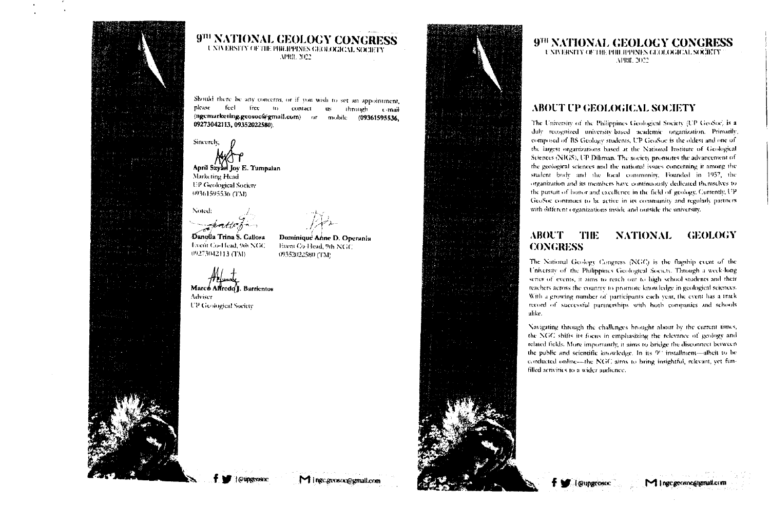# 9TH NATIONAL GEOLOGY CONGRESS

UNIVERSITY OF THE PHILIPPINES GEOLOGICAL SOCIETY
APRIL 2022

Should there be any concerns, or if you wish to set an appointment, please feel free to contact us through e-mail (**ngcmarketing.geosoc@gmail.com**) or mobile (**09361595536, 09273042113, 09352022580**).

Sincerely,

**April Szyan Joy E. Tumpalan**
Marketing Head
UP Geological Society
09361595536 (TM)

Noted:

**Danella Trina S. Callosa**
Event Co-Head, 9th NGC
09273042113 (TM)

**Dominique Anne D. Operania**
Event Co-Head, 9th NGC
09352022580 (TM)

**Marco Alfredo J. Barrientos**
Adviser
UP Geological Society

# 9TH NATIONAL GEOLOGY CONGRESS

UNIVERSITY OF THE PHILIPPINES GEOLOGICAL SOCIETY
APRIL 2022

## ABOUT UP GEOLOGICAL SOCIETY

The University of the Philippines Geological Society (UP GeoSoc) is a duly recognized university-based academic organization. Primarily composed of BS Geology students, UP GeoSoc is the oldest and one of the largest organizations based at the National Institute of Geological Sciences (NIGS), UP Diliman. The society promotes the advancement of the geological sciences and the national issues concerning it among the student body and the local community. Founded in 1957, the organization and its members have continuously dedicated themselves to the pursuit of honor and excellence in the field of geology. Currently, UP GeoSoc continues to be active in its community and regularly partners with different organizations inside and outside the university.

## ABOUT THE NATIONAL GEOLOGY CONGRESS

The National Geology Congress (NGC) is the flagship event of the University of the Philippines Geological Society. Through a week-long series of events, it aims to reach out to high school students and their teachers across the country to promote knowledge in geological sciences. With a growing number of participants each year, the event has a track record of successful partnerships with both companies and schools alike.

Navigating through the challenges brought about by the current times, the NGC shifts its focus in emphasizing the relevance of geology and related fields. More importantly, it aims to bridge the disconnect between the public and scientific knowledge. In its 9th installment—albeit to be conducted online—the NGC aims to bring insightful, relevant, yet fun-filled activities to a wider audience.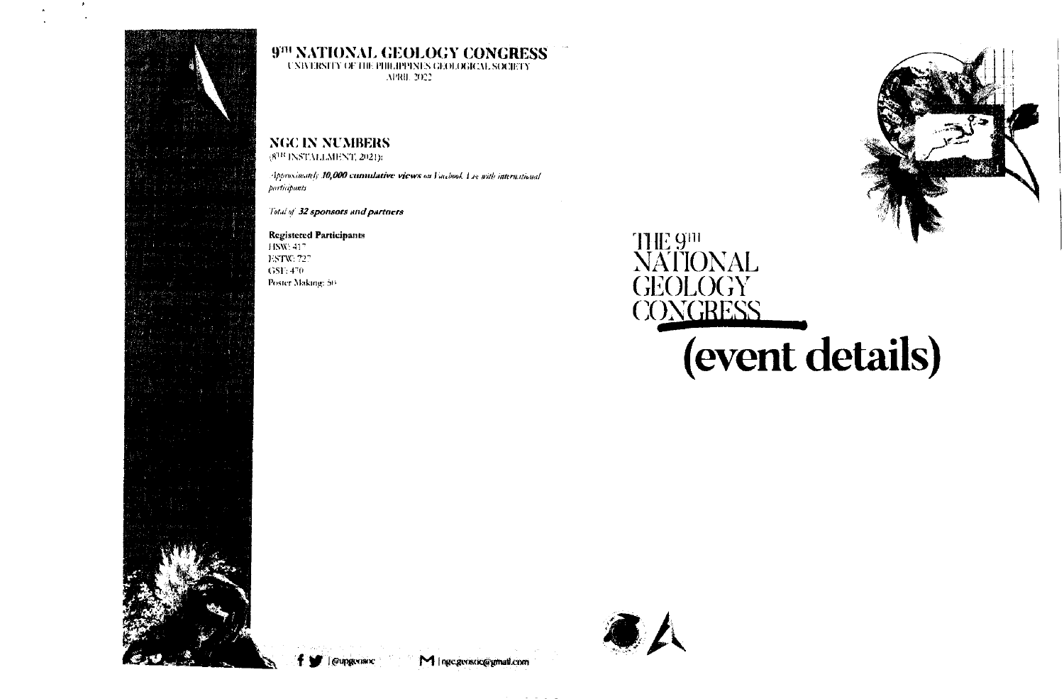# 9[TH] NATIONAL GEOLOGY CONGRESS

UNIVERSITY OF THE PHILIPPINES GEOLOGICAL SOCIETY

APRIL 2022

## NGC IN NUMBERS

(8[TH] INSTALLMENT, 2021):

*Approximately **10,000 cumulative views** on Facebook Live with international participants*

*Total of **32 sponsors and partners***

**Registered Participants**

HSW: 417

ESTW: 727

GSE: 470

Poster Making: 50

f | @upgeosoc

M | ngc.geosoc@gmail.com

# THE 9[TH] NATIONAL GEOLOGY CONGRESS

# (event details)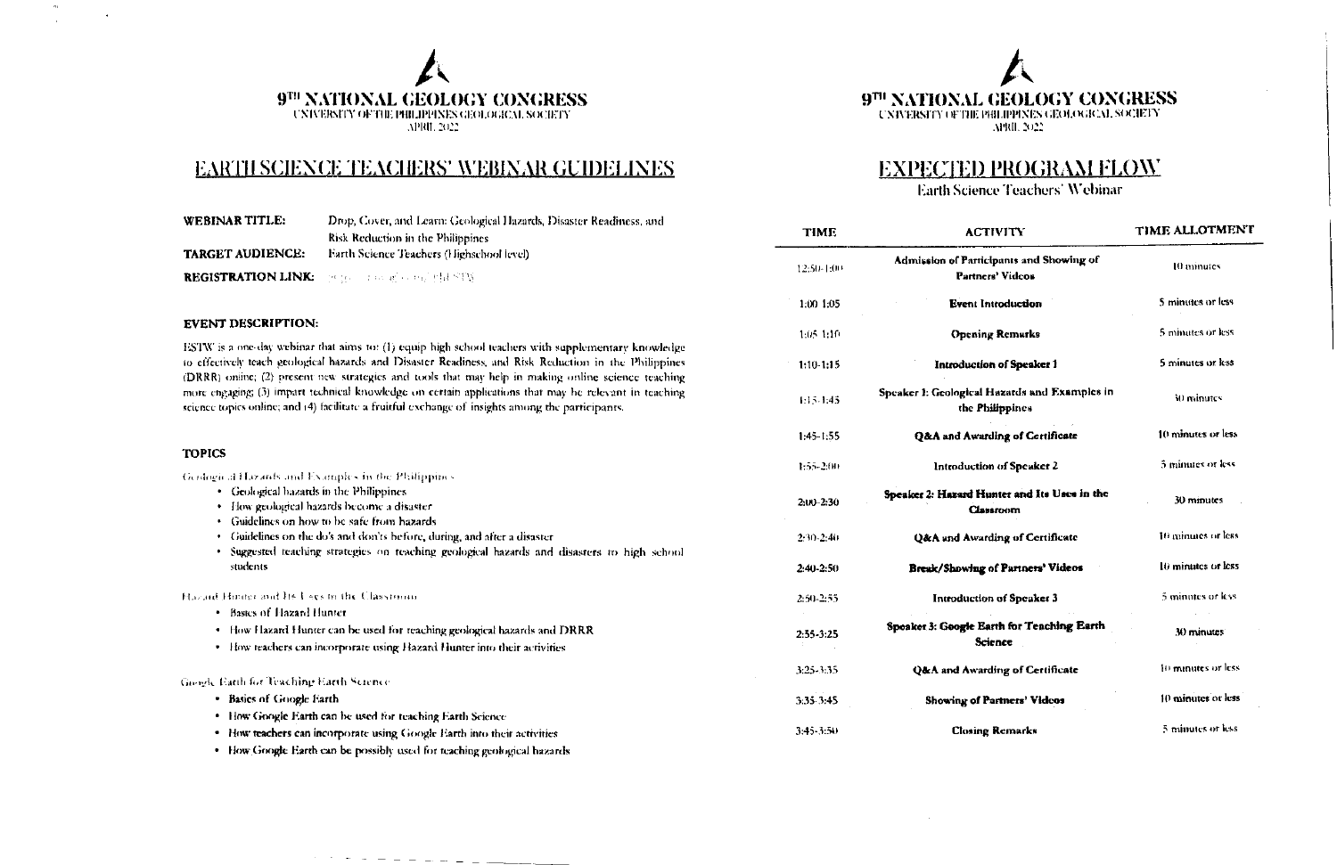# 9TH NATIONAL GEOLOGY CONGRESS

UNIVERSITY OF THE PHILIPPINES GEOLOGICAL SOCIETY
APRIL 2022

## EARTH SCIENCE TEACHERS' WEBINAR GUIDELINES

**WEBINAR TITLE:** Drop, Cover, and Learn: Geological Hazards, Disaster Readiness, and Risk Reduction in the Philippines

**TARGET AUDIENCE:** Earth Science Teachers (Highschool level)

**REGISTRATION LINK:** https://tinyurl.com/ESTW

### EVENT DESCRIPTION:

ESTW is a one-day webinar that aims to: (1) equip high school teachers with supplementary knowledge to effectively teach geological hazards and Disaster Readiness, and Risk Reduction in the Philippines (DRRR) online; (2) present new strategies and tools that may help in making online science teaching more engaging; (3) impart technical knowledge on certain applications that may be relevant in teaching science topics online; and (4) facilitate a fruitful exchange of insights among the participants.

### TOPICS

Geological Hazards and Examples in the Philippines

- Geological hazards in the Philippines
- How geological hazards become a disaster
- Guidelines on how to be safe from hazards
- Guidelines on the do's and don'ts before, during, and after a disaster
- Suggested teaching strategies on teaching geological hazards and disasters to high school students

Hazard Hunter and Its Uses in the Classroom

- Basics of Hazard Hunter
- How Hazard Hunter can be used for teaching geological hazards and DRRR
- How teachers can incorporate using Hazard Hunter into their activities

Google Earth for Teaching Earth Science

- Basics of Google Earth
- How Google Earth can be used for teaching Earth Science
- How teachers can incorporate using Google Earth into their activities
- How Google Earth can be possibly used for teaching geological hazards

# 9TH NATIONAL GEOLOGY CONGRESS

UNIVERSITY OF THE PHILIPPINES GEOLOGICAL SOCIETY
APRIL 2022

## EXPECTED PROGRAM FLOW

Earth Science Teachers' Webinar

| TIME | ACTIVITY | TIME ALLOTMENT |
|---|---|---|
| 12:50-1:00 | **Admission of Participants and Showing of Partners' Videos** | 10 minutes |
| 1:00-1:05 | **Event Introduction** | 5 minutes or less |
| 1:05-1:10 | **Opening Remarks** | 5 minutes or less |
| 1:10-1:15 | **Introduction of Speaker 1** | 5 minutes or less |
| 1:15-1:45 | **Speaker 1: Geological Hazards and Examples in the Philippines** | 30 minutes |
| 1:45-1:55 | **Q&A and Awarding of Certificate** | 10 minutes or less |
| 1:55-2:00 | Introduction of Speaker 2 | 5 minutes or less |
| 2:00-2:30 | **Speaker 2: Hazard Hunter and Its Uses in the Classroom** | 30 minutes |
| 2:30-2:40 | Q&A and Awarding of Certificate | 10 minutes or less |
| 2:40-2:50 | **Break/Showing of Partners' Videos** | 10 minutes or less |
| 2:50-2:55 | Introduction of Speaker 3 | 5 minutes or less |
| 2:55-3:25 | **Speaker 3: Google Earth for Teaching Earth Science** | 30 minutes |
| 3:25-3:35 | **Q&A and Awarding of Certificate** | 10 minutes or less |
| 3:35-3:45 | **Showing of Partners' Videos** | 10 minutes or less |
| 3:45-3:50 | **Closing Remarks** | 5 minutes or less |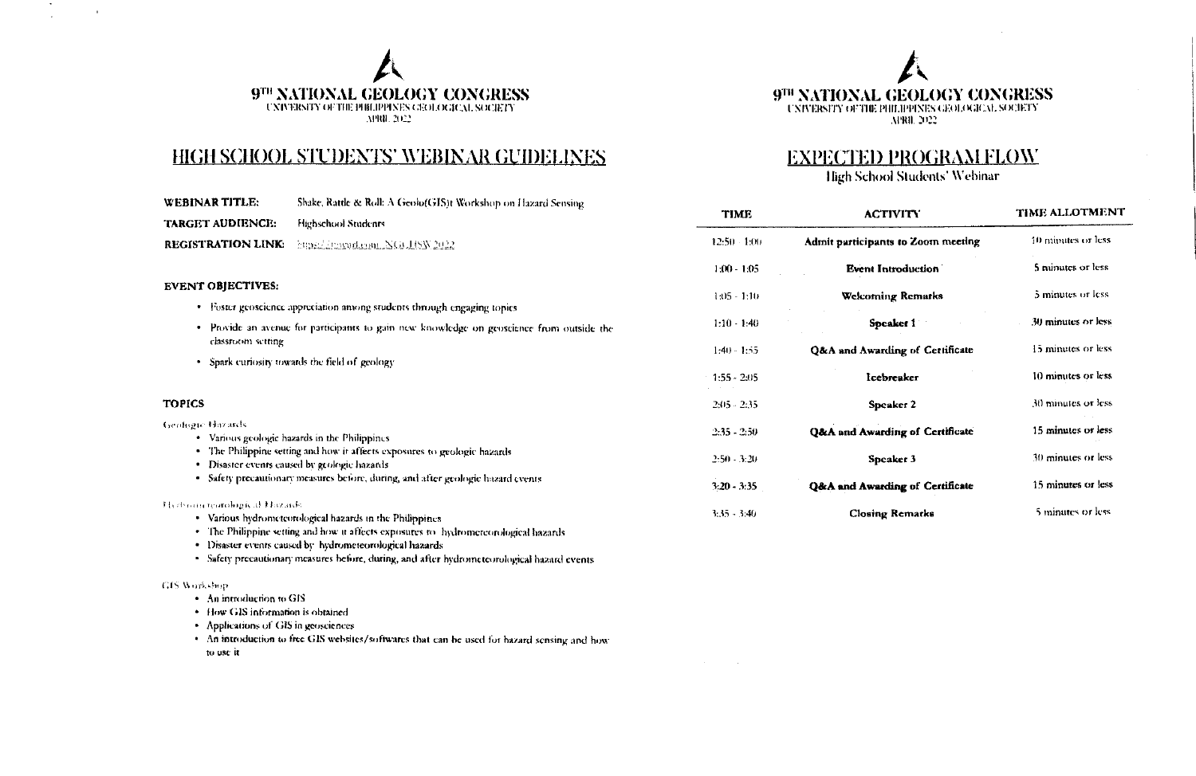# 9TH NATIONAL GEOLOGY CONGRESS

UNIVERSITY OF THE PHILIPPINES GEOLOGICAL SOCIETY
APRIL 2022

## HIGH SCHOOL STUDENTS' WEBINAR GUIDELINES

**WEBINAR TITLE:** Shake, Rattle & Roll: A Geolo(GIS)t Workshop on Hazard Sensing

**TARGET AUDIENCE:** Highschool Students

**REGISTRATION LINK:** https://tinyurl.com/NGCHSW2022

### EVENT OBJECTIVES:

- Foster geoscience appreciation among students through engaging topics
- Provide an avenue for participants to gain new knowledge on geoscience from outside the classroom setting
- Spark curiosity towards the field of geology

### TOPICS

Geologic Hazards

- Various geologic hazards in the Philippines
- The Philippine setting and how it affects exposures to geologic hazards
- Disaster events caused by geologic hazards
- Safety precautionary measures before, during, and after geologic hazard events

Hydrometeorological Hazards

- Various hydrometeorological hazards in the Philippines
- The Philippine setting and how it affects exposures to hydrometeorological hazards
- Disaster events caused by hydrometeorological hazards
- Safety precautionary measures before, during, and after hydrometeorological hazard events

GIS Workshop

- An introduction to GIS
- How GIS information is obtained
- Applications of GIS in geosciences
- An introduction to free GIS websites/softwares that can be used for hazard sensing and how to use it

# 9TH NATIONAL GEOLOGY CONGRESS

UNIVERSITY OF THE PHILIPPINES GEOLOGICAL SOCIETY
APRIL 2022

## EXPECTED PROGRAM FLOW

High School Students' Webinar

| TIME | ACTIVITY | TIME ALLOTMENT |
|---|---|---|
| 12:50 - 1:00 | **Admit participants to Zoom meeting** | 10 minutes or less |
| 1:00 - 1:05 | **Event Introduction** | 5 minutes or less |
| 1:05 - 1:10 | **Welcoming Remarks** | 5 minutes or less |
| 1:10 - 1:40 | **Speaker 1** | 30 minutes or less |
| 1:40 - 1:55 | **Q&A and Awarding of Certificate** | 15 minutes or less |
| 1:55 - 2:05 | **Icebreaker** | 10 minutes or less |
| 2:05 - 2:35 | **Speaker 2** | 30 minutes or less |
| 2:35 - 2:50 | **Q&A and Awarding of Certificate** | 15 minutes or less |
| 2:50 - 3:20 | **Speaker 3** | 30 minutes or less |
| 3:20 - 3:35 | **Q&A and Awarding of Certificate** | 15 minutes or less |
| 3:35 - 3:40 | **Closing Remarks** | 5 minutes or less |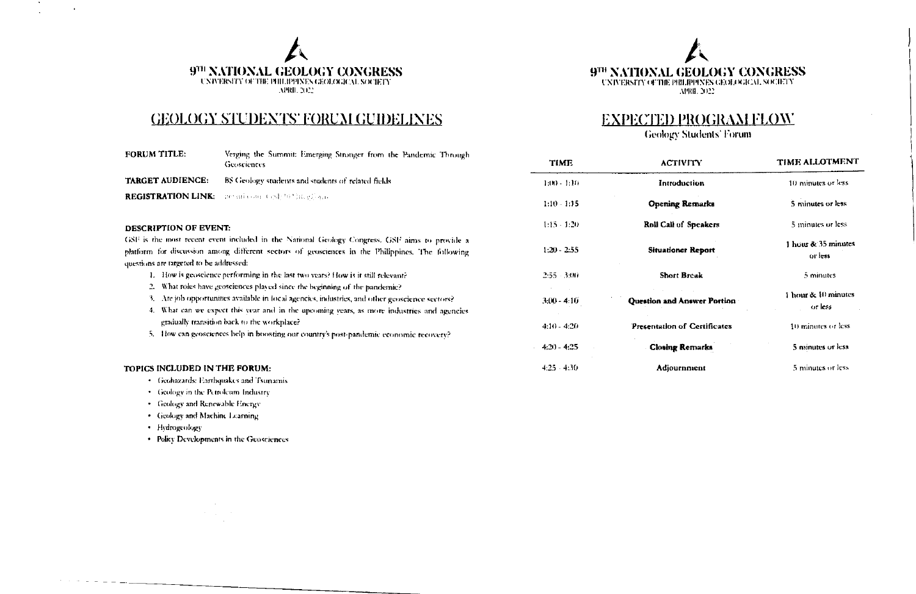# 9TH NATIONAL GEOLOGY CONGRESS

UNIVERSITY OF THE PHILIPPINES GEOLOGICAL SOCIETY

APRIL 2022

## GEOLOGY STUDENTS' FORUM GUIDELINES

**FORUM TITLE:** Verging the Summit: Emerging Stronger from the Pandemic Through Geosciences

**TARGET AUDIENCE:** BS Geology students and students of related fields

**REGISTRATION LINK:** 

**DESCRIPTION OF EVENT:**

GSF is the most recent event included in the National Geology Congress. GSF aims to provide a platform for discussion among different sectors of geosciences in the Philippines. The following questions are targeted to be addressed:

1. How is geoscience performing in the last two years? How is it still relevant?
2. What roles have geosciences played since the beginning of the pandemic?
3. Are job opportunities available in local agencies, industries, and other geoscience sectors?
4. What can we expect this year and in the upcoming years, as more industries and agencies gradually transition back to the workplace?
5. How can geosciences help in boosting our country's post-pandemic economic recovery?

**TOPICS INCLUDED IN THE FORUM:**

- Geohazards: Earthquakes and Tsunamis
- Geology in the Petroleum Industry
- Geology and Renewable Energy
- Geology and Machine Learning
- Hydrogeology
- Policy Developments in the Geosciences

# 9TH NATIONAL GEOLOGY CONGRESS

UNIVERSITY OF THE PHILIPPINES GEOLOGICAL SOCIETY

APRIL 2022

## EXPECTED PROGRAM FLOW

Geology Students' Forum

| TIME | ACTIVITY | TIME ALLOTMENT |
|---|---|---|
| 1:00 - 1:10 | **Introduction** | 10 minutes or less |
| 1:10 - 1:15 | **Opening Remarks** | 5 minutes or less |
| 1:15 - 1:20 | **Roll Call of Speakers** | 5 minutes or less |
| 1:20 - 2:55 | **Situationer Report** | 1 hour & 35 minutes or less |
| 2:55 - 3:00 | **Short Break** | 5 minutes |
| 3:00 - 4:10 | **Question and Answer Portion** | 1 hour & 10 minutes or less |
| 4:10 - 4:20 | **Presentation of Certificates** | 10 minutes or less |
| 4:20 - 4:25 | **Closing Remarks** | 5 minutes or less |
| 4:25 - 4:30 | **Adjournment** | 5 minutes or less |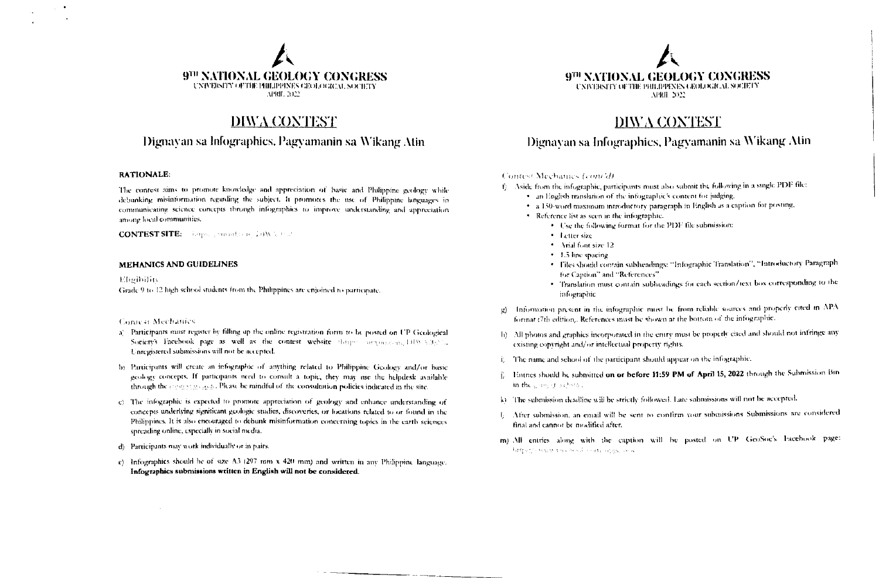# 9TH NATIONAL GEOLOGY CONGRESS

UNIVERSITY OF THE PHILIPPINES GEOLOGICAL SOCIETY

APRIL 2022

## DIWA CONTEST

### Dignayan sa Infographics, Pagyamanin sa Wikang Atin

**RATIONALE:**

The contest aims to promote knowledge and appreciation of basic and Philippine geology while debunking misinformation regarding the subject. It promotes the use of Philippine languages in communicating science concepts through infographics to improve understanding and appreciation among local communities.

**CONTEST SITE:**

**MEHANICS AND GUIDELINES**

Eligibility

Grade 9 to 12 high school students from the Philippines are enjoined to participate.

Contest Mechanics

a) Participants must register by filling up the online registration form to be posted on UP Geological Society's Facebook page as well as the contest website . Unregistered submissions will not be accepted.

b) Participants will create an infographic of anything related to Philippine Geology and/or basic geology concepts. If participants need to consult a topic, they may use the helpdesk available through the . Please be mindful of the consultation policies indicated in the site.

c) The infographic is expected to promote appreciation of geology and enhance understanding of concepts underlying significant geologic studies, discoveries, or locations related to or found in the Philippines. It is also encouraged to debunk misinformation concerning topics in the earth sciences spreading online, especially in social media.

d) Participants may work individually or in pairs.

e) Infographics should be of size A3 (297 mm x 420 mm) and written in any Philippine language. **Infographics submissions written in English will not be considered.**

Contest Mechanics *(cont'd)*

f) Aside from the infographic, participants must also submit the following in a single PDF file:
   - an English translation of the infographic's content for judging.
   - a 150-word maximum introductory paragraph in English as a caption for posting.
   - Reference list as seen in the infographic.
     - Use the following format for the PDF file submission:
     - Letter size
     - Arial font size 12
     - 1.5 line spacing
     - Files should contain subheadings: "Infographic Translation", "Introductory Paragraph for Caption" and "References"
     - Translation must contain subheadings for each section/text box corresponding to the infographic

g) Information present in the infographic must be from reliable sources and properly cited in APA format (7th edition). References must be shown at the bottom of the infographic.

h) All photos and graphics incorporated in the entry must be properly cited and should not infringe any existing copyright and/or intellectual property rights.

i) The name and school of the participant should appear on the infographic.

j) Entries should be submitted **on or before 11:59 PM of April 15, 2022** through the Submission Bin in the .

k) The submission deadline will be strictly followed. Late submissions will not be accepted.

l) After submission, an email will be sent to confirm your submissions. Submissions are considered final and cannot be modified after.

m) All entries along with the caption will be posted on UP GeoSoc's Facebook page: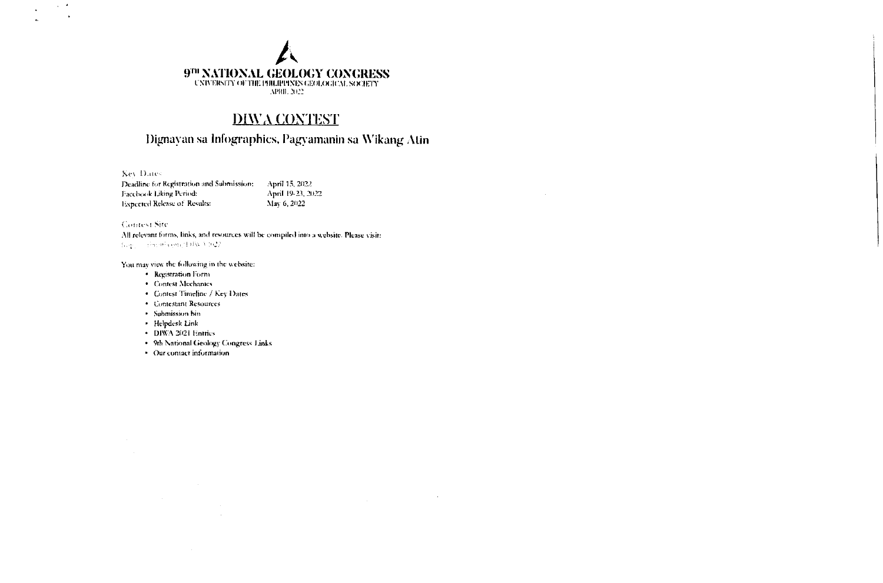# 9TH NATIONAL GEOLOGY CONGRESS

UNIVERSITY OF THE PHILIPPINES GEOLOGICAL SOCIETY
APRIL 2022

## DIWA CONTEST

### Dignayan sa Infographics, Pagyamanin sa Wikang Atin

Key Dates

| | |
|---|---|
| Deadline for Registration and Submission: | April 15, 2022 |
| Facebook Liking Period: | April 19-23, 2022 |
| Expected Release of Results: | May 6, 2022 |

Contest Site

All relevant forms, links, and resources will be compiled into a website. Please visit:
http://...com/DIWA2022

You may view the following in the website:

- Registration Form
- Contest Mechanics
- Contest Timeline / Key Dates
- Contestant Resources
- Submission bin
- Helpdesk Link
- DIWA 2021 Entries
- 9th National Geology Congress Links
- Our contact information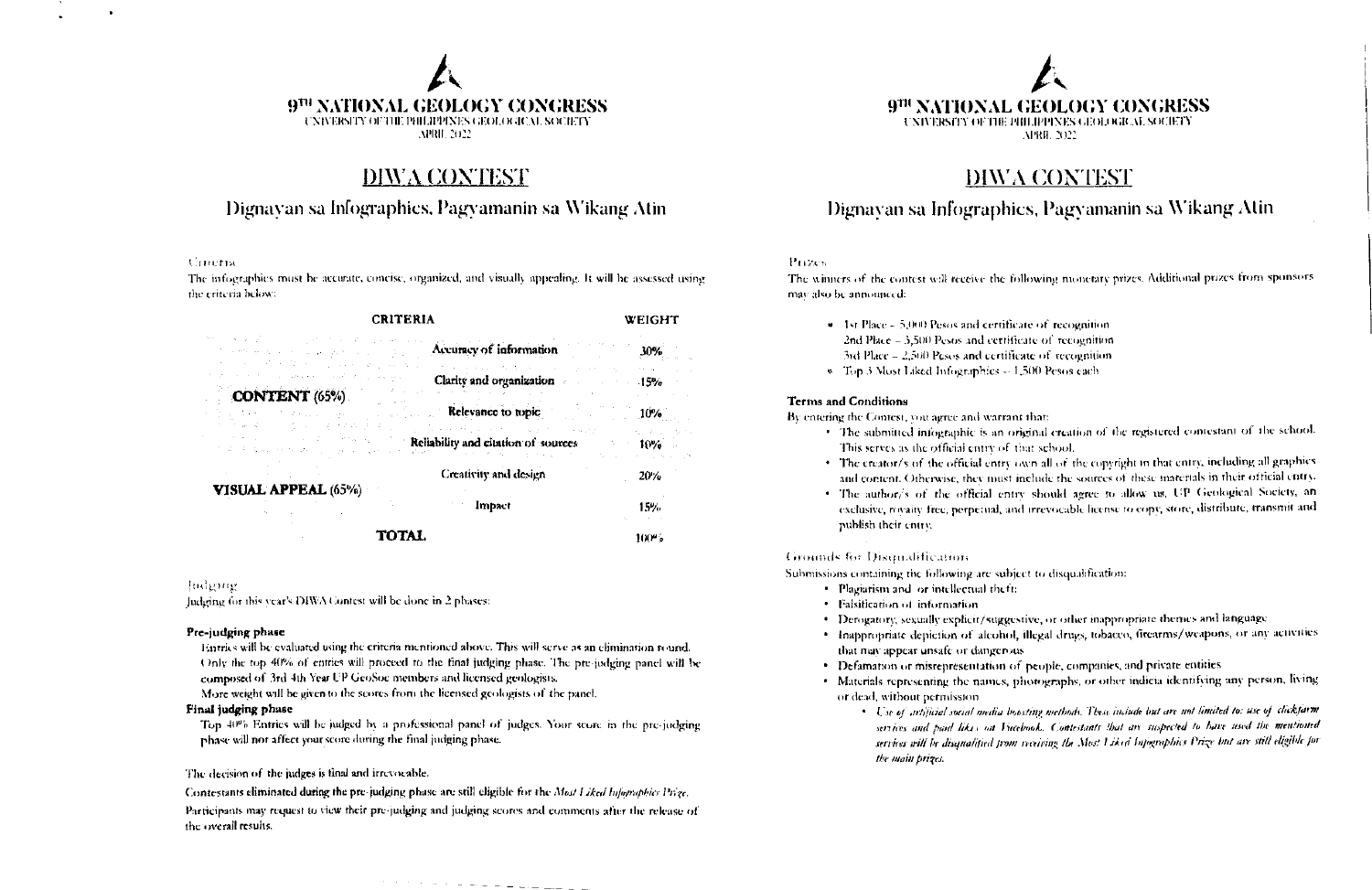# 9TH NATIONAL GEOLOGY CONGRESS

UNIVERSITY OF THE PHILIPPINES GEOLOGICAL SOCIETY
APRIL 2022

## DIWA CONTEST

## Dignayan sa Infographics, Pagyamanin sa Wikang Atin

### Criteria

The infographics must be accurate, concise, organized, and visually appealing. It will be assessed using the criteria below:

| CRITERIA | | WEIGHT |
|---|---|---|
| **CONTENT (65%)** | Accuracy of information | 30% |
| | Clarity and organization | 15% |
| | Relevance to topic | 10% |
| | Reliability and citation of sources | 10% |
| **VISUAL APPEAL (65%)** | Creativity and design | 20% |
| | Impact | 15% |
| **TOTAL** | | 100% |

### Judging

Judging for this year's DIWA Contest will be done in 2 phases:

**Pre-judging phase**

Entries will be evaluated using the criteria mentioned above. This will serve as an elimination round. Only the top 40% of entries will proceed to the final judging phase. The pre-judging panel will be composed of 3rd 4th Year UP GeoSoc members and licensed geologists.

More weight will be given to the scores from the licensed geologists of the panel.

**Final judging phase**

Top 40% Entries will be judged by a professional panel of judges. Your score in the pre-judging phase will not affect your score during the final judging phase.

The decision of the judges is final and irrevocable.

Contestants eliminated during the pre-judging phase are still eligible for the *Most Liked Infographics Prize*.

Participants may request to view their pre-judging and judging scores and comments after the release of the overall results.

# 9TH NATIONAL GEOLOGY CONGRESS

UNIVERSITY OF THE PHILIPPINES GEOLOGICAL SOCIETY
APRIL 2022

## DIWA CONTEST

## Dignayan sa Infographics, Pagyamanin sa Wikang Atin

### Prizes

The winners of the contest will receive the following monetary prizes. Additional prizes from sponsors may also be announced:

- 1st Place – 5,000 Pesos and certificate of recognition
  2nd Place – 3,500 Pesos and certificate of recognition
  3rd Place – 2,500 Pesos and certificate of recognition
- Top 3 Most Liked Infographics – 1,500 Pesos each

### Terms and Conditions

By entering the Contest, you agree and warrant that:

- The submitted infographic is an original creation of the registered contestant of the school. This serves as the official entry of that school.
- The creator/s of the official entry own all of the copyright in that entry, including all graphics and content. Otherwise, they must include the sources of these materials in their official entry.
- The author/s of the official entry should agree to allow us, UP Geological Society, an exclusive, royalty free, perpetual, and irrevocable license to copy, store, distribute, transmit and publish their entry.

### Grounds for Disqualification

Submissions containing the following are subject to disqualification:

- Plagiarism and/or intellectual theft;
- Falsification of information
- Derogatory, sexually explicit/suggestive, or other inappropriate themes and language
- Inappropriate depiction of alcohol, illegal drugs, tobacco, firearms/weapons, or any activities that may appear unsafe or dangerous
- Defamation or misrepresentation of people, companies, and private entities
- Materials representing the names, photographs, or other indicia identifying any person, living or dead, without permission
  - *Use of artificial social media boosting methods. These include but are not limited to: use of clickfarm services and paid likes on Facebook. Contestants that are suspected to have used the mentioned services will be disqualified from receiving the Most Liked Infographics Prize but are still eligible for the main prizes.*